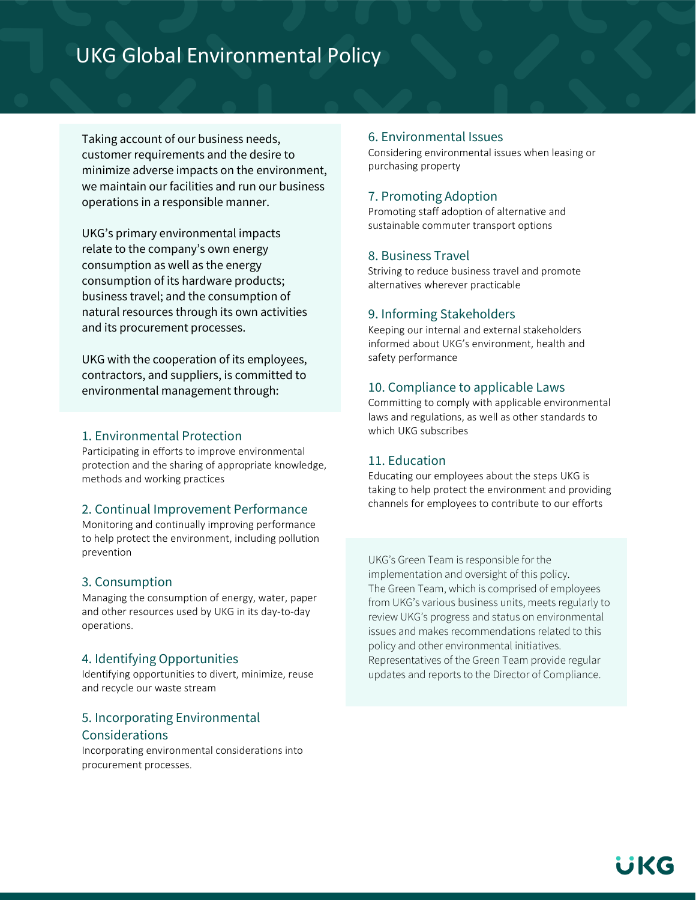# UKG Global Environmental Policy

Taking account of our business needs, customer requirements and the desire to minimize adverse impacts on the environment, we maintain our facilities and run our business operations in a responsible manner.

UKG's primary environmental impacts relate to the company's own energy consumption as well as the energy consumption of its hardware products; business travel; and the consumption of natural resources through its own activities and its procurement processes.

UKG with the cooperation of its employees, contractors, and suppliers, is committed to environmental management through:

## 1. Environmental Protection

Participating in efforts to improve environmental protection and the sharing of appropriate knowledge, methods and working practices

## 2. Continual Improvement Performance

Monitoring and continually improving performance to help protect the environment, including pollution prevention

## 3. Consumption

Managing the consumption of energy, water, paper and other resources used by UKG in its day-to-day operations.

## 4. Identifying Opportunities

Identifying opportunities to divert, minimize, reuse and recycle our waste stream

## 5. Incorporating Environmental Considerations

Incorporating environmental considerations into procurement processes.

## 6. Environmental Issues

Considering environmental issues when leasing or purchasing property

## 7. Promoting Adoption

Promoting staff adoption of alternative and sustainable commuter transport options

## 8. Business Travel

Striving to reduce business travel and promote alternatives wherever practicable

## 9. Informing Stakeholders

Keeping our internal and external stakeholders informed about UKG's environment, health and safety performance

## 10. Compliance to applicable Laws

Committing to comply with applicable environmental laws and regulations, as well as other standards to which UKG subscribes

## 11. Education

Educating our employees about the steps UKG is taking to help protect the environment and providing channels for employees to contribute to our efforts

UKG's Green Team is responsible for the implementation and oversight of this policy. The Green Team, which is comprised of employees from UKG's various business units, meets regularly to review UKG's progress and status on environmental issues and makes recommendations related to this policy and other environmental initiatives. Representatives of the Green Team provide regular updates and reports to the Director of Compliance.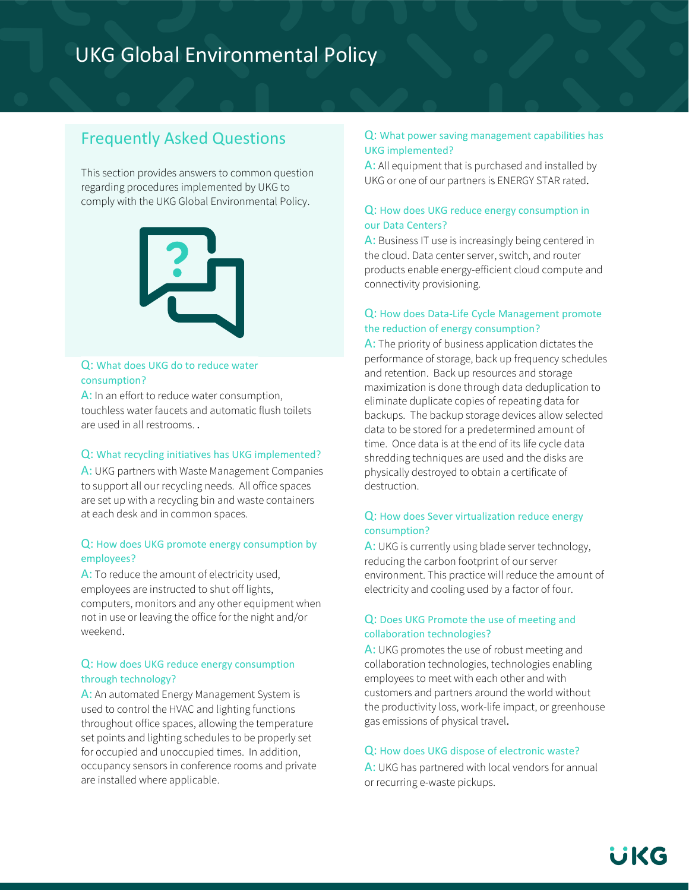# UKG Global Environmental Policy

## Frequently Asked Questions

This section provides answers to common question regarding procedures implemented by UKG to comply with the UKG Global Environmental Policy.

**Q: What does UKG do to reduce water consumption?**

A: In an effort to reduce water consumption, touchless water faucets and automatic flush toilets are used in all restrooms. .

**Q: What recycling initiatives has UKG implemented?**

A: UKG partners with Waste Management Companies to support all our recycling needs. All office spaces are set up with a recycling bin and waste containers at each desk and in common spaces.

**Q: How does UKG promote energy consumption by employees?**

A: To reduce the amount of electricity used, employees are instructed to shut off lights, computers, monitors and any other equipment when not in use or leaving the office for the night and/or weekend.

**Q: How does UKG reduce energy consumption through technology?**

A: An automated Energy Management System is used to control the HVAC and lighting functions throughout office spaces, allowing the temperature set points and lighting schedules to be properly set for occupied and unoccupied times. In addition, occupancy sensors in conference rooms and private are installed where applicable.

**Q: What power saving management capabilities has UKG implemented?**

A: All equipment that is purchased and installed by UKG or one of our partners is ENERGY STAR rated.

**Q: How does UKG reduce energy consumption in our Data Centers?**

A: Business IT use is increasingly being centered in the cloud. Data center server, switch, and router products enable energy-efficient cloud compute and connectivity provisioning.

**Q: How does Data-Life Cycle Management promote the reduction of energy consumption?**

A: The priority of business application dictates the performance of storage, back up frequency schedules and retention. Back up resources and storage maximization is done through data deduplication to eliminate duplicate copies of repeating data for backups. The backup storage devices allow selected data to be stored for a predetermined amount of time. Once data is at the end of its life cycle data shredding techniques are used and the disks are physically destroyed to obtain a certificate of destruction.

**Q: How does Sever virtualization reduce energy consumption?**

A: UKG is currently using blade server technology, reducing the carbon footprint of our server environment. This practice will reduce the amount of electricity and cooling used by a factor of four.

**Q: Does UKG Promote the use of meeting and collaboration technologies?**

A: UKG promotes the use of robust meeting and collaboration technologies, technologies enabling employees to meet with each other and with customers and partners around the world without the productivity loss, work-life impact, or greenhouse gas emissions of physical travel.

**Q: How does UKG dispose of electronic waste?**

A: UKG has partnered with local vendors for annual or recurring e-waste pickups.